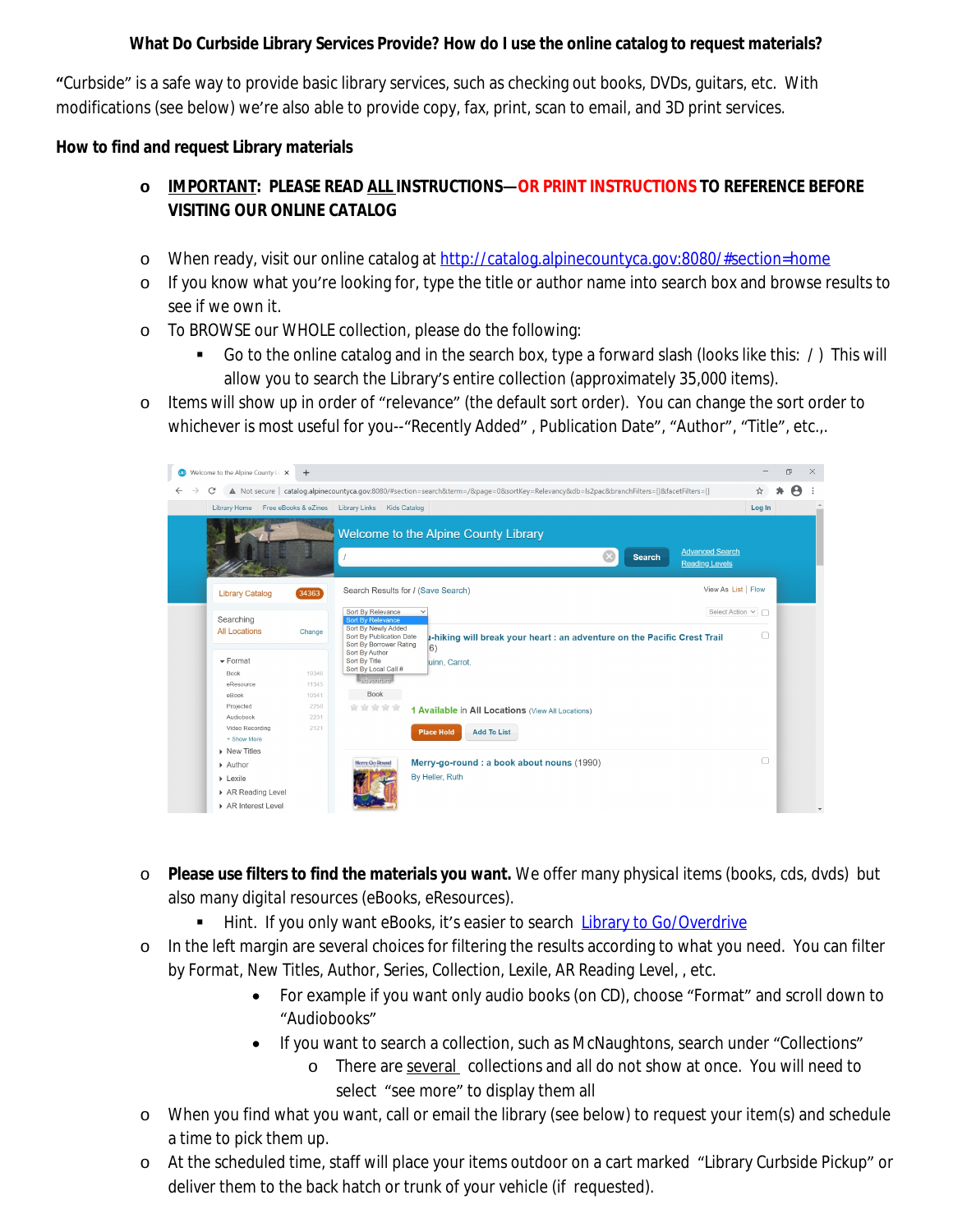**What Do Curbside Library Services Provide? How do I use the online catalog to request materials?**

**"**Curbside" is a safe way to provide basic library services, such as checking out books, DVDs, guitars, etc. With modifications (see below) we're also able to provide copy, fax, print, scan to email, and 3D print services.

**How to find and request Library materials**

- **IMPORTANT: PLEASE READ ALL INSTRUCTIONS—OR PRINT INSTRUCTIONS TO REFERENCE BEFORE VISITING OUR ONLINE CATALOG**

- When ready, visit our online catalog at http://catalog.alpinecountyca.gov:8080/#section=home
- If you know what you're looking for, type the title or author name into search box and browse results to see if we own it.
- To BROWSE our WHOLE collection, please do the following:
  - Go to the online catalog and in the search box, type a forward slash (looks like this: / ) This will allow you to search the Library's entire collection (approximately 35,000 items).
- Items will show up in order of "relevance" (the default sort order). You can change the sort order to whichever is most useful for you--"Recently Added" , Publication Date", "Author", "Title", etc.,.

- **Please use filters to find the materials you want.** We offer many physical items (books, cds, dvds) but also many digital resources (eBooks, eResources).
  - Hint. If you only want eBooks, it's easier to search Library to Go/Overdrive
- In the left margin are several choices for filtering the results according to what you need. You can filter by Format, New Titles, Author, Series, Collection, Lexile, AR Reading Level, , etc.
  - For example if you want only audio books (on CD), choose "Format" and scroll down to "Audiobooks"
  - If you want to search a collection, such as McNaughtons, search under "Collections"
    - There are several collections and all do not show at once. You will need to select "see more" to display them all
- When you find what you want, call or email the library (see below) to request your item(s) and schedule a time to pick them up.
- At the scheduled time, staff will place your items outdoor on a cart marked "Library Curbside Pickup" or deliver them to the back hatch or trunk of your vehicle (if requested).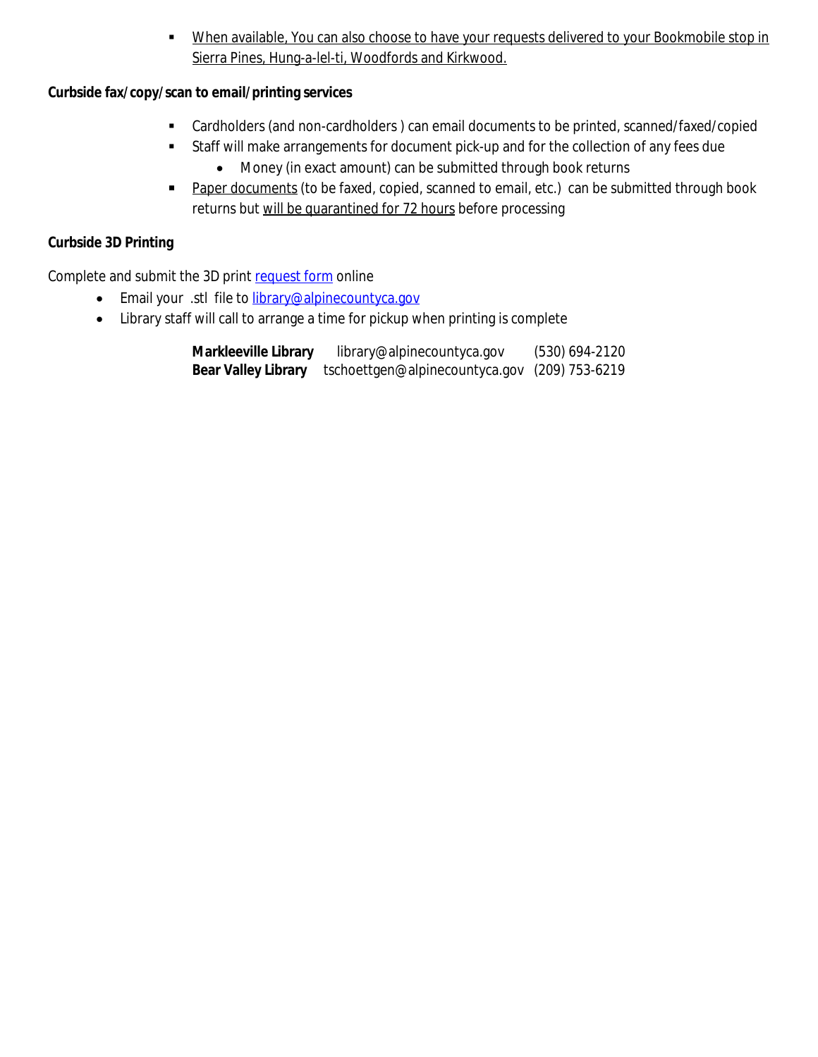- When available, You can also choose to have your requests delivered to your Bookmobile stop in Sierra Pines, Hung-a-lel-ti, Woodfords and Kirkwood.

**Curbside fax/copy/scan to email/printing services**

- Cardholders (and non-cardholders ) can email documents to be printed, scanned/faxed/copied
- Staff will make arrangements for document pick-up and for the collection of any fees due
  - Money (in exact amount) can be submitted through book returns
- Paper documents (to be faxed, copied, scanned to email, etc.) can be submitted through book returns but will be quarantined for 72 hours before processing

**Curbside 3D Printing**

Complete and submit the 3D print request form online

- Email your .stl file to library@alpinecountyca.gov
- Library staff will call to arrange a time for pickup when printing is complete

| | | |
|---|---|---|
| **Markleeville Library** | library@alpinecountyca.gov | (530) 694-2120 |
| **Bear Valley Library** | tschoettgen@alpinecountyca.gov | (209) 753-6219 |